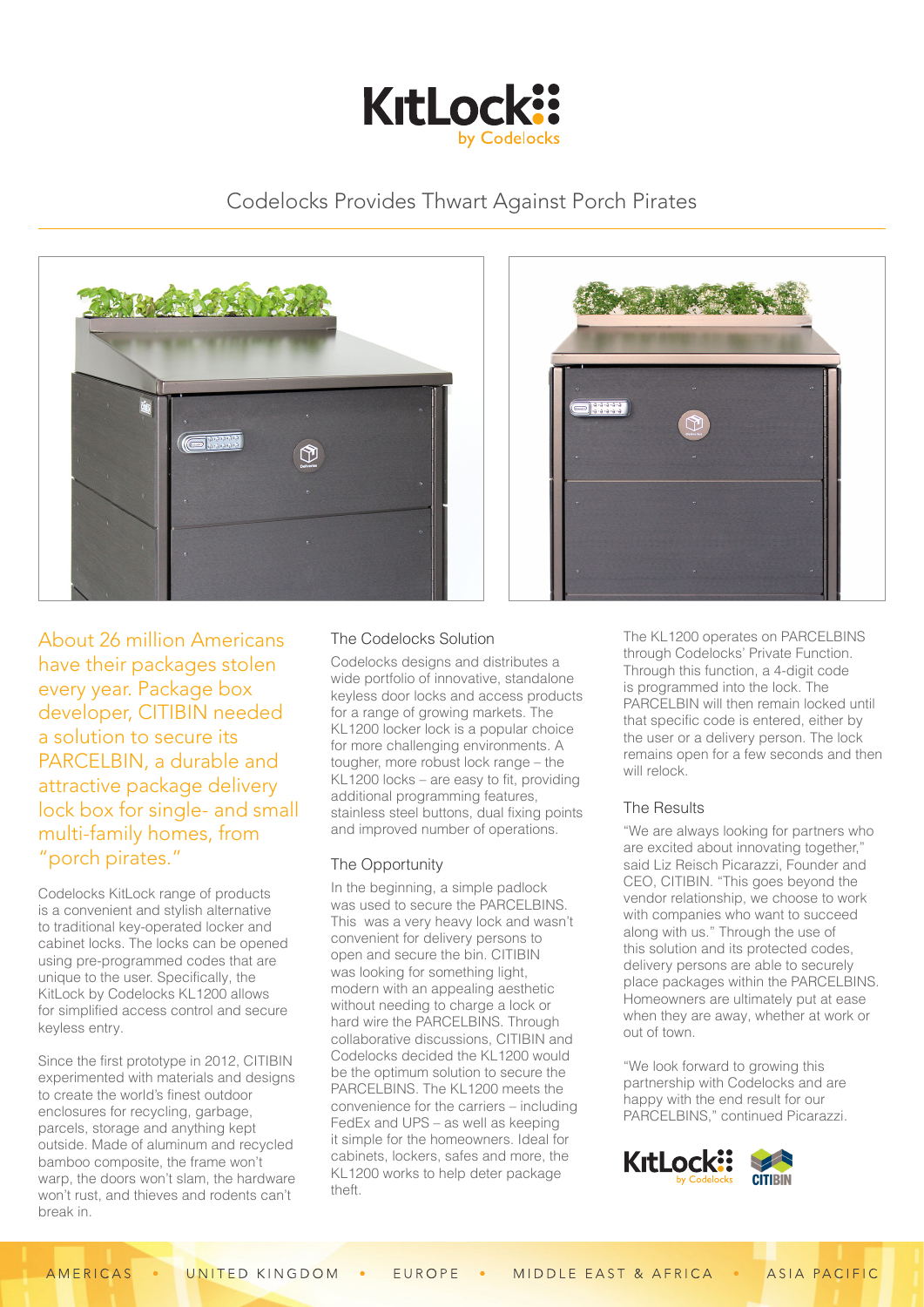# Codelocks Provides Thwart Against Porch Pirates

**About 26 million Americans have their packages stolen every year. Package box developer, CITIBIN needed a solution to secure its PARCELBIN, a durable and attractive package delivery lock box for single- and small multi-family homes, from "porch pirates."**

Codelocks KitLock range of products is a convenient and stylish alternative to traditional key-operated locker and cabinet locks. The locks can be opened using pre-programmed codes that are unique to the user. Specifically, the KitLock by Codelocks KL1200 allows for simplified access control and secure keyless entry.

Since the first prototype in 2012, CITIBIN experimented with materials and designs to create the world's finest outdoor enclosures for recycling, garbage, parcels, storage and anything kept outside. Made of aluminum and recycled bamboo composite, the frame won't warp, the doors won't slam, the hardware won't rust, and thieves and rodents can't break in.

## The Codelocks Solution

Codelocks designs and distributes a wide portfolio of innovative, standalone keyless door locks and access products for a range of growing markets. The KL1200 locker lock is a popular choice for more challenging environments. A tougher, more robust lock range – the KL1200 locks – are easy to fit, providing additional programming features, stainless steel buttons, dual fixing points and improved number of operations.

## The Opportunity

In the beginning, a simple padlock was used to secure the PARCELBINS. This was a very heavy lock and wasn't convenient for delivery persons to open and secure the bin. CITIBIN was looking for something light, modern with an appealing aesthetic without needing to charge a lock or hard wire the PARCELBINS. Through collaborative discussions, CITIBIN and Codelocks decided the KL1200 would be the optimum solution to secure the PARCELBINS. The KL1200 meets the convenience for the carriers – including FedEx and UPS – as well as keeping it simple for the homeowners. Ideal for cabinets, lockers, safes and more, the KL1200 works to help deter package theft.

The KL1200 operates on PARCELBINS through Codelocks' Private Function. Through this function, a 4-digit code is programmed into the lock. The PARCELBIN will then remain locked until that specific code is entered, either by the user or a delivery person. The lock remains open for a few seconds and then will relock.

## The Results

"We are always looking for partners who are excited about innovating together," said Liz Reisch Picarazzi, Founder and CEO, CITIBIN. "This goes beyond the vendor relationship, we choose to work with companies who want to succeed along with us." Through the use of this solution and its protected codes, delivery persons are able to securely place packages within the PARCELBINS. Homeowners are ultimately put at ease when they are away, whether at work or out of town.

"We look forward to growing this partnership with Codelocks and are happy with the end result for our PARCELBINS," continued Picarazzi.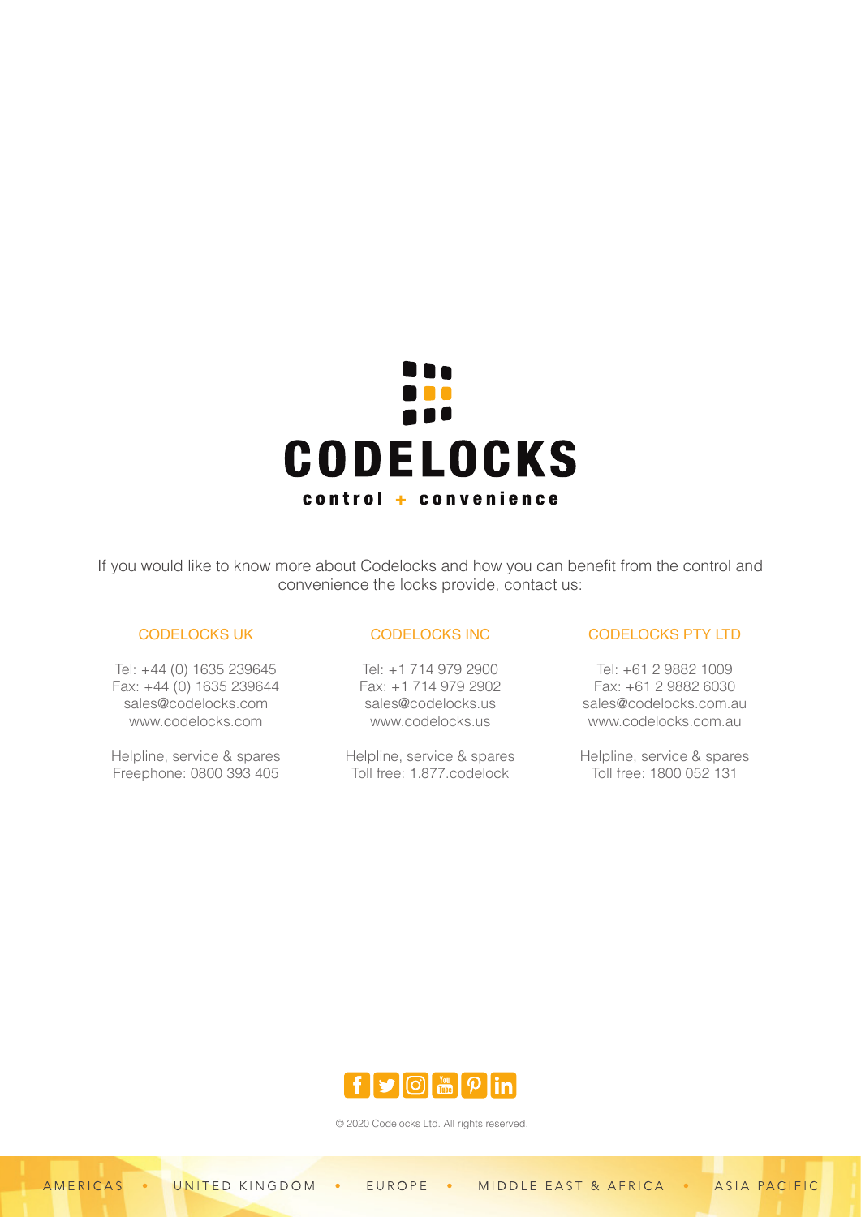CODELOCKS

control + convenience

If you would like to know more about Codelocks and how you can benefit from the control and convenience the locks provide, contact us:

### CODELOCKS UK

Tel: +44 (0) 1635 239645
Fax: +44 (0) 1635 239644
sales@codelocks.com
www.codelocks.com

Helpline, service & spares
Freephone: 0800 393 405

### CODELOCKS INC

Tel: +1 714 979 2900
Fax: +1 714 979 2902
sales@codelocks.us
www.codelocks.us

Helpline, service & spares
Toll free: 1.877.codelock

### CODELOCKS PTY LTD

Tel: +61 2 9882 1009
Fax: +61 2 9882 6030
sales@codelocks.com.au
www.codelocks.com.au

Helpline, service & spares
Toll free: 1800 052 131

© 2020 Codelocks Ltd. All rights reserved.

AMERICAS • UNITED KINGDOM • EUROPE • MIDDLE EAST & AFRICA • ASIA PACIFIC